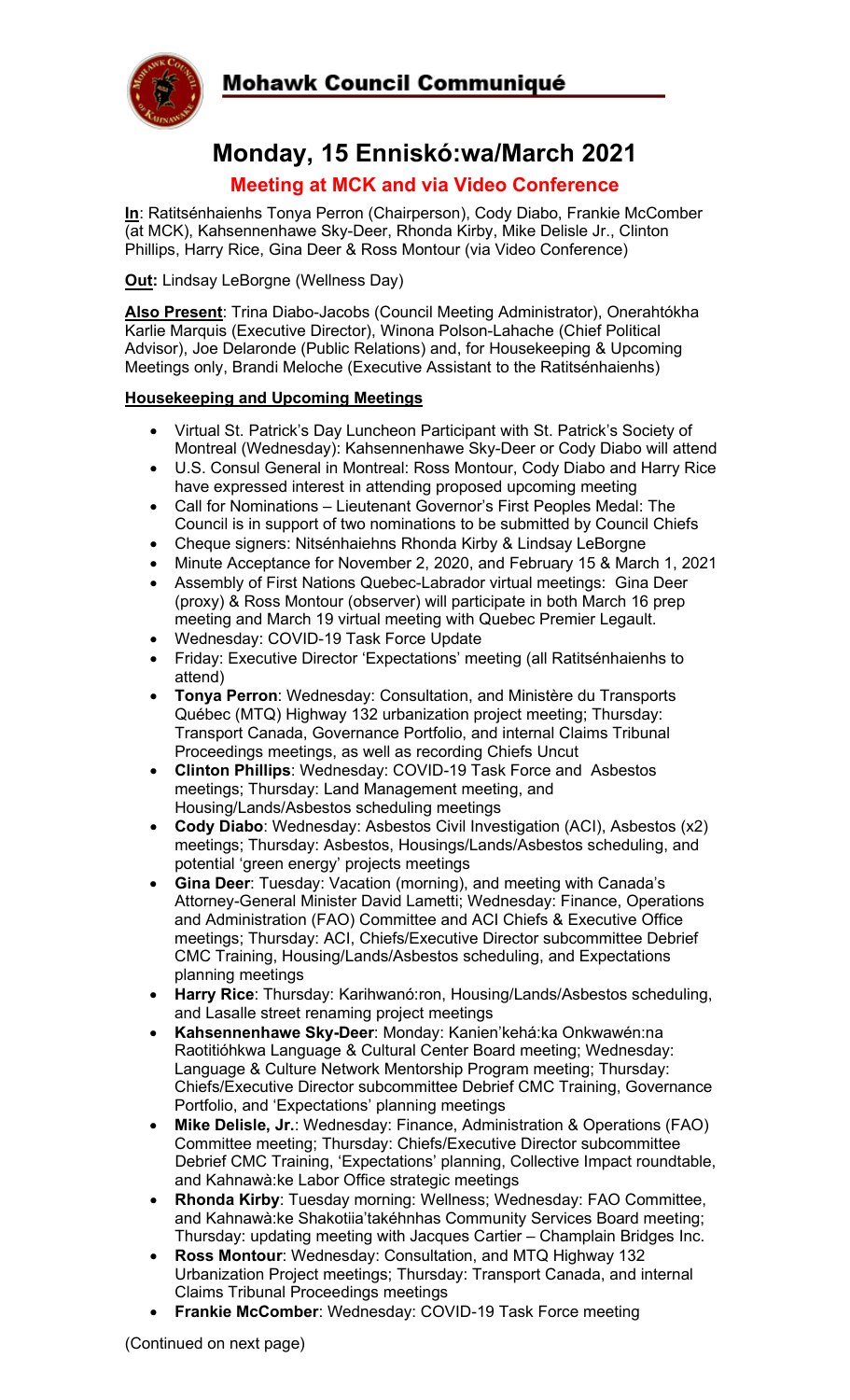# Mohawk Council Communiqué

## Monday, 15 Enniskó:wa/March 2021

### Meeting at MCK and via Video Conference

**In**: Ratitsénhaienhs Tonya Perron (Chairperson), Cody Diabo, Frankie McComber (at MCK), Kahsennenhawe Sky-Deer, Rhonda Kirby, Mike Delisle Jr., Clinton Phillips, Harry Rice, Gina Deer & Ross Montour (via Video Conference)

**Out:** Lindsay LeBorgne (Wellness Day)

**Also Present**: Trina Diabo-Jacobs (Council Meeting Administrator), Onerahtókha Karlie Marquis (Executive Director), Winona Polson-Lahache (Chief Political Advisor), Joe Delaronde (Public Relations) and, for Housekeeping & Upcoming Meetings only, Brandi Meloche (Executive Assistant to the Ratitsénhaienhs)

**Housekeeping and Upcoming Meetings**

- Virtual St. Patrick's Day Luncheon Participant with St. Patrick's Society of Montreal (Wednesday): Kahsennenhawe Sky-Deer or Cody Diabo will attend
- U.S. Consul General in Montreal: Ross Montour, Cody Diabo and Harry Rice have expressed interest in attending proposed upcoming meeting
- Call for Nominations – Lieutenant Governor's First Peoples Medal: The Council is in support of two nominations to be submitted by Council Chiefs
- Cheque signers: Nitsénhaiehns Rhonda Kirby & Lindsay LeBorgne
- Minute Acceptance for November 2, 2020, and February 15 & March 1, 2021
- Assembly of First Nations Quebec-Labrador virtual meetings: Gina Deer (proxy) & Ross Montour (observer) will participate in both March 16 prep meeting and March 19 virtual meeting with Quebec Premier Legault.
- Wednesday: COVID-19 Task Force Update
- Friday: Executive Director 'Expectations' meeting (all Ratitsénhaienhs to attend)
- **Tonya Perron**: Wednesday: Consultation, and Ministère du Transports Québec (MTQ) Highway 132 urbanization project meeting; Thursday: Transport Canada, Governance Portfolio, and internal Claims Tribunal Proceedings meetings, as well as recording Chiefs Uncut
- **Clinton Phillips**: Wednesday: COVID-19 Task Force and Asbestos meetings; Thursday: Land Management meeting, and Housing/Lands/Asbestos scheduling meetings
- **Cody Diabo**: Wednesday: Asbestos Civil Investigation (ACI), Asbestos (x2) meetings; Thursday: Asbestos, Housings/Lands/Asbestos scheduling, and potential 'green energy' projects meetings
- **Gina Deer**: Tuesday: Vacation (morning), and meeting with Canada's Attorney-General Minister David Lametti; Wednesday: Finance, Operations and Administration (FAO) Committee and ACI Chiefs & Executive Office meetings; Thursday: ACI, Chiefs/Executive Director subcommittee Debrief CMC Training, Housing/Lands/Asbestos scheduling, and Expectations planning meetings
- **Harry Rice**: Thursday: Karihwanó:ron, Housing/Lands/Asbestos scheduling, and Lasalle street renaming project meetings
- **Kahsennenhawe Sky-Deer**: Monday: Kanien'kehá:ka Onkwawén:na Raotitióhkwa Language & Cultural Center Board meeting; Wednesday: Language & Culture Network Mentorship Program meeting; Thursday: Chiefs/Executive Director subcommittee Debrief CMC Training, Governance Portfolio, and 'Expectations' planning meetings
- **Mike Delisle, Jr.**: Wednesday: Finance, Administration & Operations (FAO) Committee meeting; Thursday: Chiefs/Executive Director subcommittee Debrief CMC Training, 'Expectations' planning, Collective Impact roundtable, and Kahnawà:ke Labor Office strategic meetings
- **Rhonda Kirby**: Tuesday morning: Wellness; Wednesday: FAO Committee, and Kahnawà:ke Shakotiia'takéhnhas Community Services Board meeting; Thursday: updating meeting with Jacques Cartier – Champlain Bridges Inc.
- **Ross Montour**: Wednesday: Consultation, and MTQ Highway 132 Urbanization Project meetings; Thursday: Transport Canada, and internal Claims Tribunal Proceedings meetings
- **Frankie McComber**: Wednesday: COVID-19 Task Force meeting

(Continued on next page)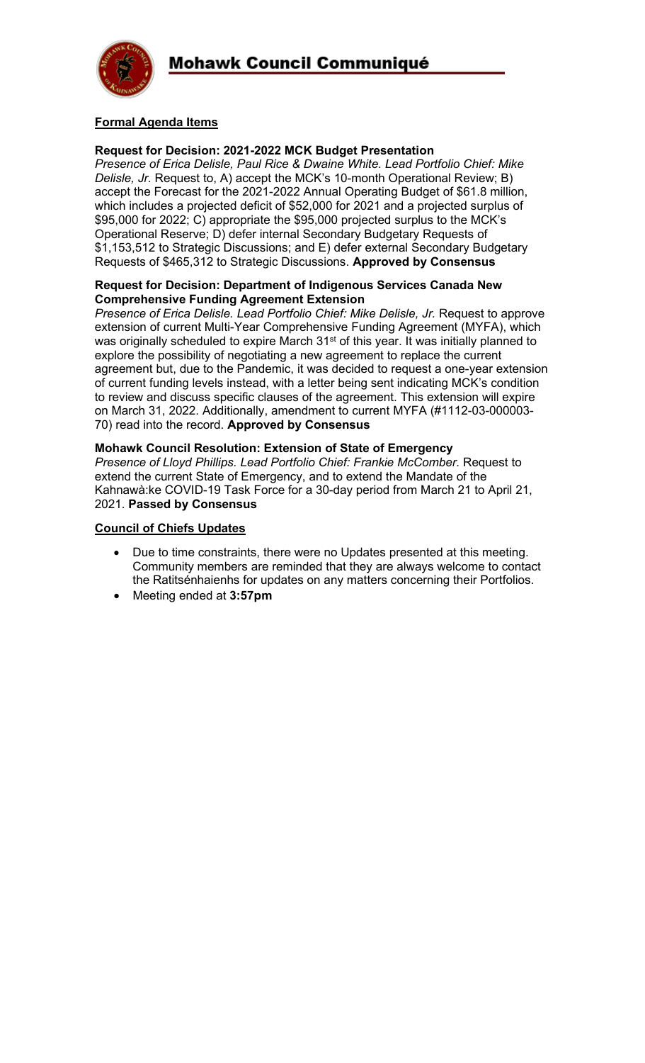## Formal Agenda Items

**Request for Decision: 2021-2022 MCK Budget Presentation**
*Presence of Erica Delisle, Paul Rice & Dwaine White. Lead Portfolio Chief: Mike Delisle, Jr.* Request to, A) accept the MCK's 10-month Operational Review; B) accept the Forecast for the 2021-2022 Annual Operating Budget of $61.8 million, which includes a projected deficit of $52,000 for 2021 and a projected surplus of $95,000 for 2022; C) appropriate the $95,000 projected surplus to the MCK's Operational Reserve; D) defer internal Secondary Budgetary Requests of $1,153,512 to Strategic Discussions; and E) defer external Secondary Budgetary Requests of $465,312 to Strategic Discussions. **Approved by Consensus**

**Request for Decision: Department of Indigenous Services Canada New Comprehensive Funding Agreement Extension**
*Presence of Erica Delisle. Lead Portfolio Chief: Mike Delisle, Jr.* Request to approve extension of current Multi-Year Comprehensive Funding Agreement (MYFA), which was originally scheduled to expire March 31st of this year. It was initially planned to explore the possibility of negotiating a new agreement to replace the current agreement but, due to the Pandemic, it was decided to request a one-year extension of current funding levels instead, with a letter being sent indicating MCK's condition to review and discuss specific clauses of the agreement. This extension will expire on March 31, 2022. Additionally, amendment to current MYFA (#1112-03-000003-70) read into the record. **Approved by Consensus**

**Mohawk Council Resolution: Extension of State of Emergency**
*Presence of Lloyd Phillips. Lead Portfolio Chief: Frankie McComber.* Request to extend the current State of Emergency, and to extend the Mandate of the Kahnawà:ke COVID-19 Task Force for a 30-day period from March 21 to April 21, 2021. **Passed by Consensus**

## Council of Chiefs Updates

- Due to time constraints, there were no Updates presented at this meeting. Community members are reminded that they are always welcome to contact the Ratitsénhaienhs for updates on any matters concerning their Portfolios.
- Meeting ended at **3:57pm**